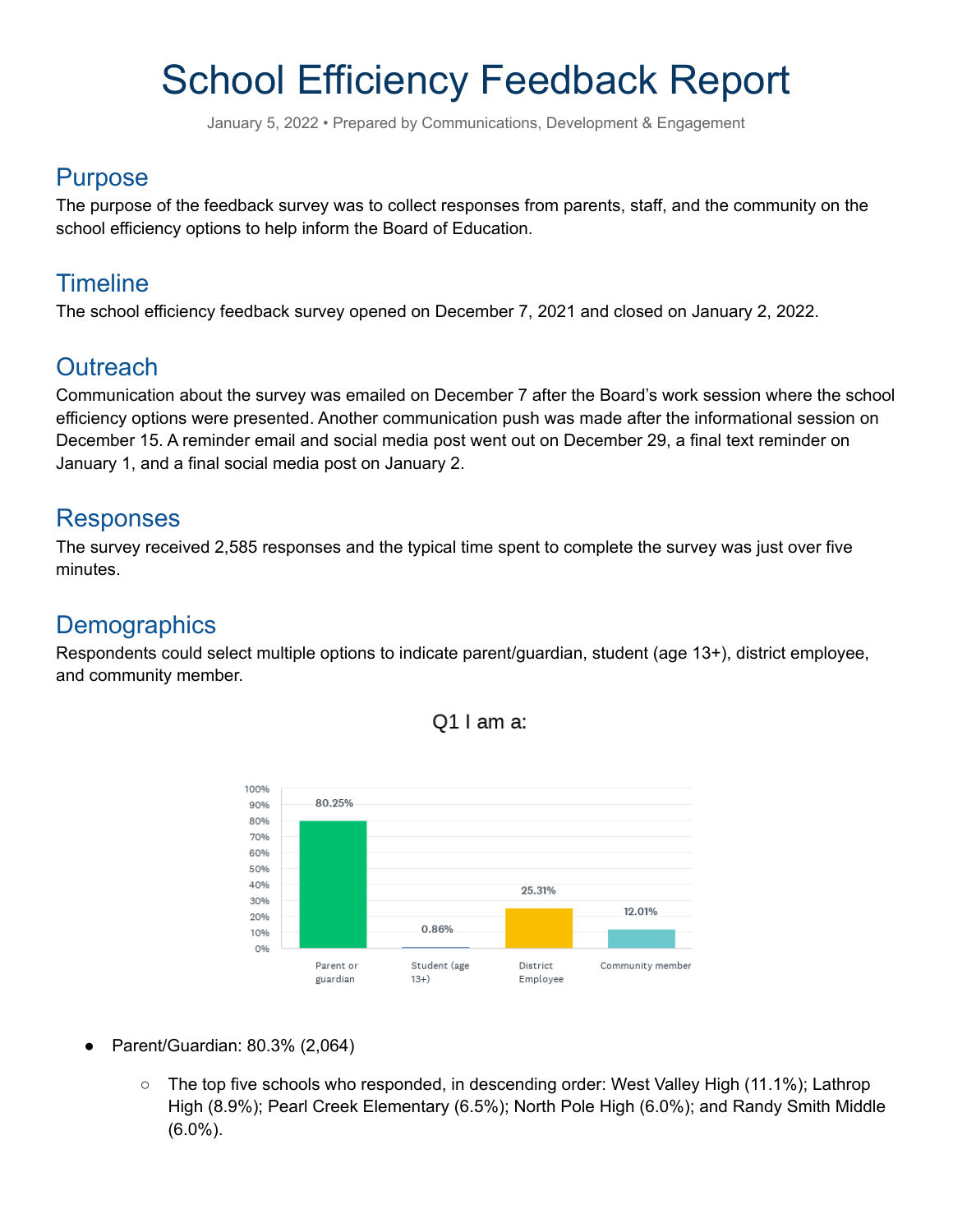# School Efficiency Feedback Report

January 5, 2022 • Prepared by Communications, Development & Engagement

## Purpose

The purpose of the feedback survey was to collect responses from parents, staff, and the community on the school efficiency options to help inform the Board of Education.

## Timeline

The school efficiency feedback survey opened on December 7, 2021 and closed on January 2, 2022.

## Outreach

Communication about the survey was emailed on December 7 after the Board's work session where the school efficiency options were presented. Another communication push was made after the informational session on December 15. A reminder email and social media post went out on December 29, a final text reminder on January 1, and a final social media post on January 2.

## Responses

The survey received 2,585 responses and the typical time spent to complete the survey was just over five minutes.

## Demographics

Respondents could select multiple options to indicate parent/guardian, student (age 13+), district employee, and community member.

Q1 I am a:

| Category | Percentage |
|---|---|
| Parent or guardian | 80.25% |
| Student (age 13+) | 0.86% |
| District Employee | 25.31% |
| Community member | 12.01% |

- Parent/Guardian: 80.3% (2,064)
  - The top five schools who responded, in descending order: West Valley High (11.1%); Lathrop High (8.9%); Pearl Creek Elementary (6.5%); North Pole High (6.0%); and Randy Smith Middle (6.0%).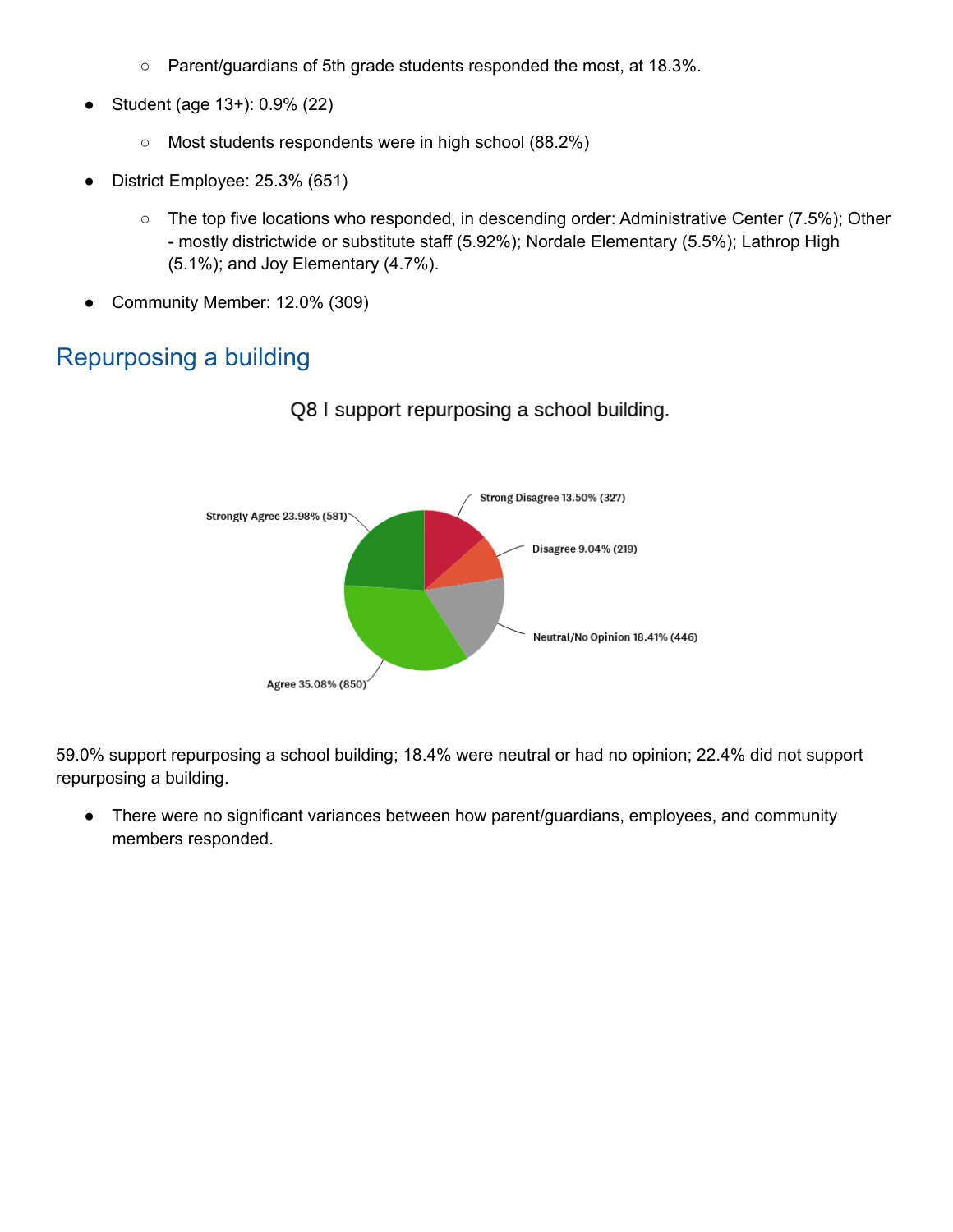- Parent/guardians of 5th grade students responded the most, at 18.3%.
- Student (age 13+): 0.9% (22)
   - Most students respondents were in high school (88.2%)
- District Employee: 25.3% (651)
   - The top five locations who responded, in descending order: Administrative Center (7.5%); Other - mostly districtwide or substitute staff (5.92%); Nordale Elementary (5.5%); Lathrop High (5.1%); and Joy Elementary (4.7%).
- Community Member: 12.0% (309)

## Repurposing a building

Q8 I support repurposing a school building.

Strong Disagree 13.50% (327)

Disagree 9.04% (219)

Neutral/No Opinion 18.41% (446)

Agree 35.08% (850)

Strongly Agree 23.98% (581)

59.0% support repurposing a school building; 18.4% were neutral or had no opinion; 22.4% did not support repurposing a building.

- There were no significant variances between how parent/guardians, employees, and community members responded.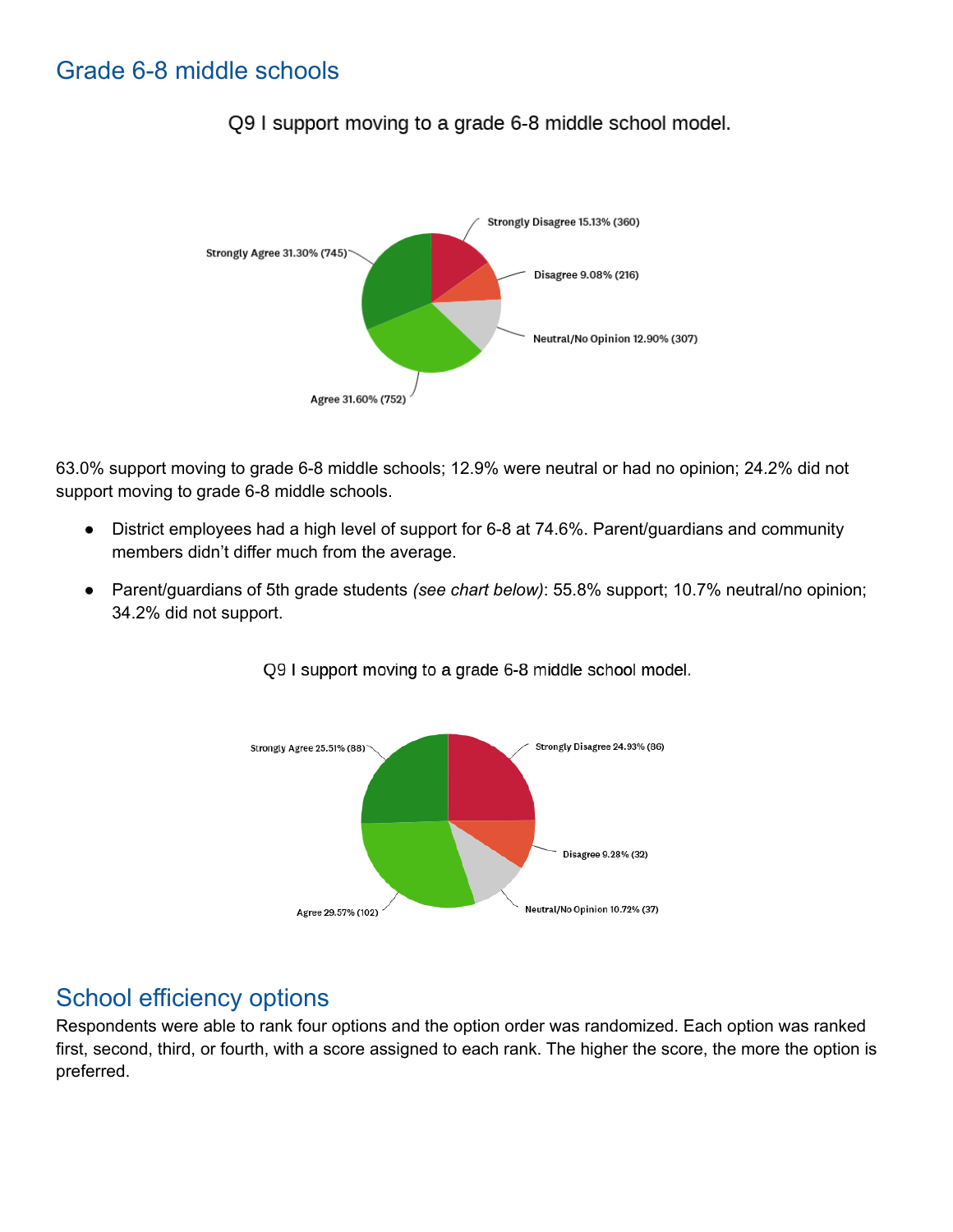## Grade 6-8 middle schools

Q9 I support moving to a grade 6-8 middle school model.

Strongly Disagree 15.13% (360)

Disagree 9.08% (216)

Neutral/No Opinion 12.90% (307)

Agree 31.60% (752)

Strongly Agree 31.30% (745)

63.0% support moving to grade 6-8 middle schools; 12.9% were neutral or had no opinion; 24.2% did not support moving to grade 6-8 middle schools.

- District employees had a high level of support for 6-8 at 74.6%. Parent/guardians and community members didn't differ much from the average.
- Parent/guardians of 5th grade students *(see chart below)*: 55.8% support; 10.7% neutral/no opinion; 34.2% did not support.

Q9 I support moving to a grade 6-8 middle school model.

Strongly Disagree 24.93% (86)

Disagree 9.28% (32)

Neutral/No Opinion 10.72% (37)

Agree 29.57% (102)

Strongly Agree 25.51% (88)

## School efficiency options

Respondents were able to rank four options and the option order was randomized. Each option was ranked first, second, third, or fourth, with a score assigned to each rank. The higher the score, the more the option is preferred.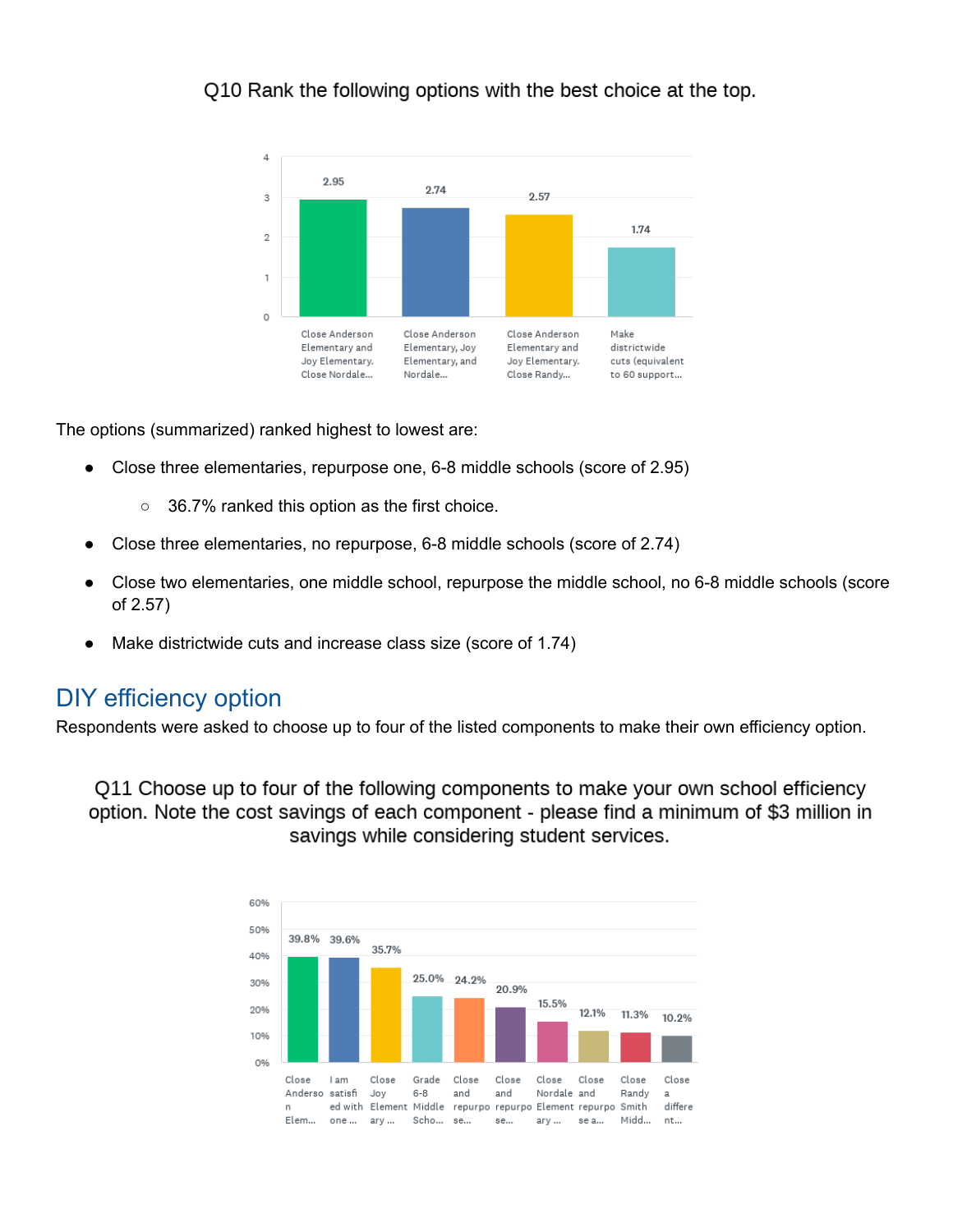Q10 Rank the following options with the best choice at the top.

| Option | Score |
| --- | --- |
| Close Anderson Elementary and Joy Elementary. Close Nordale... | 2.95 |
| Close Anderson Elementary, Joy Elementary, and Nordale... | 2.74 |
| Close Anderson Elementary and Joy Elementary. Close Randy... | 2.57 |
| Make districtwide cuts (equivalent to 60 support... | 1.74 |

The options (summarized) ranked highest to lowest are:

- Close three elementaries, repurpose one, 6-8 middle schools (score of 2.95)
  - 36.7% ranked this option as the first choice.
- Close three elementaries, no repurpose, 6-8 middle schools (score of 2.74)
- Close two elementaries, one middle school, repurpose the middle school, no 6-8 middle schools (score of 2.57)
- Make districtwide cuts and increase class size (score of 1.74)

## DIY efficiency option

Respondents were asked to choose up to four of the listed components to make their own efficiency option.

Q11 Choose up to four of the following components to make your own school efficiency option. Note the cost savings of each component - please find a minimum of $3 million in savings while considering student services.

| Component | Percent |
| --- | --- |
| Close Anderson Elem... | 39.8% |
| I am satisfied with one ... | 39.6% |
| Close Joy Elementary ... | 35.7% |
| Grade 6-8 Middle Scho... | 25.0% |
| Close and repurpose... | 24.2% |
| Close and repurpose... | 20.9% |
| Close Nordale Elementary ... | 15.5% |
| Close and repurpose a... | 12.1% |
| Close Randy Smith Midd... | 11.3% |
| Close a different... | 10.2% |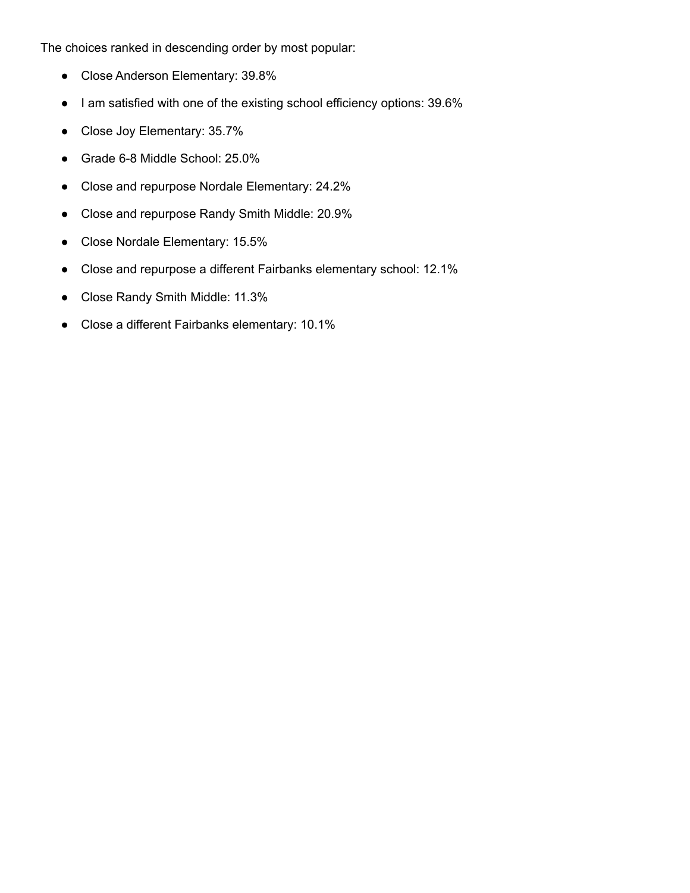The choices ranked in descending order by most popular:

- Close Anderson Elementary: 39.8%
- I am satisfied with one of the existing school efficiency options: 39.6%
- Close Joy Elementary: 35.7%
- Grade 6-8 Middle School: 25.0%
- Close and repurpose Nordale Elementary: 24.2%
- Close and repurpose Randy Smith Middle: 20.9%
- Close Nordale Elementary: 15.5%
- Close and repurpose a different Fairbanks elementary school: 12.1%
- Close Randy Smith Middle: 11.3%
- Close a different Fairbanks elementary: 10.1%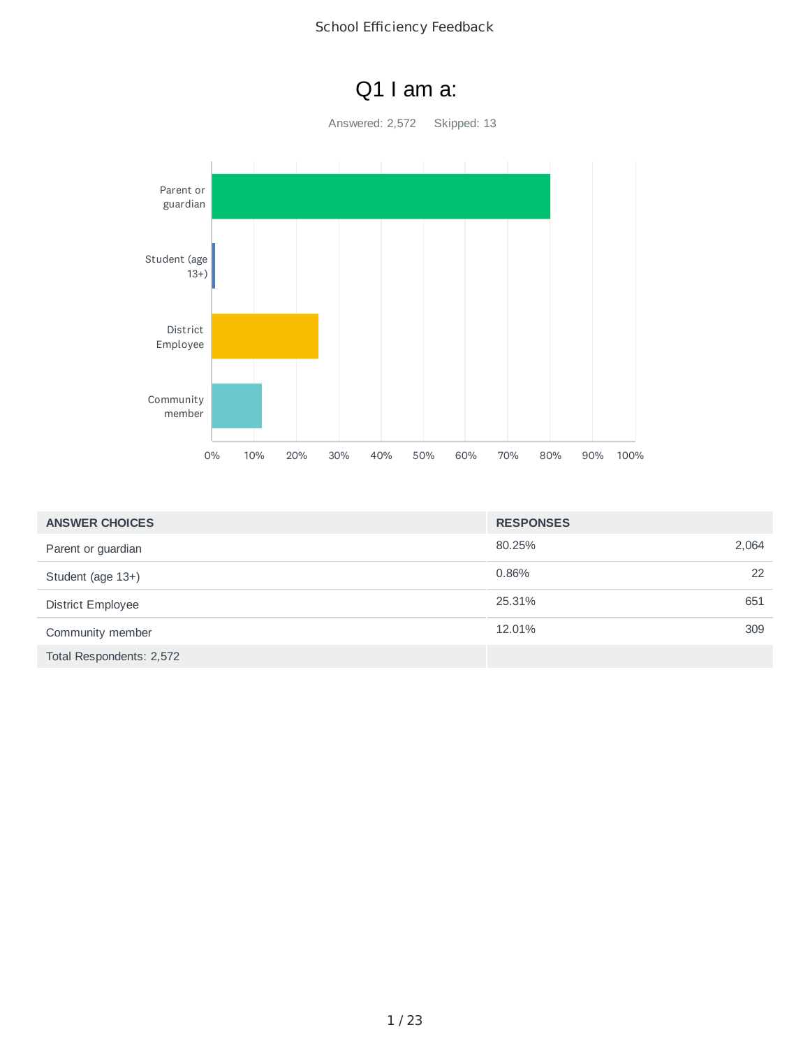# Q1 I am a:

Answered: 2,572    Skipped: 13

| ANSWER CHOICES | RESPONSES | |
|---|---|---|
| Parent or guardian | 80.25% | 2,064 |
| Student (age 13+) | 0.86% | 22 |
| District Employee | 25.31% | 651 |
| Community member | 12.01% | 309 |
| Total Respondents: 2,572 | | |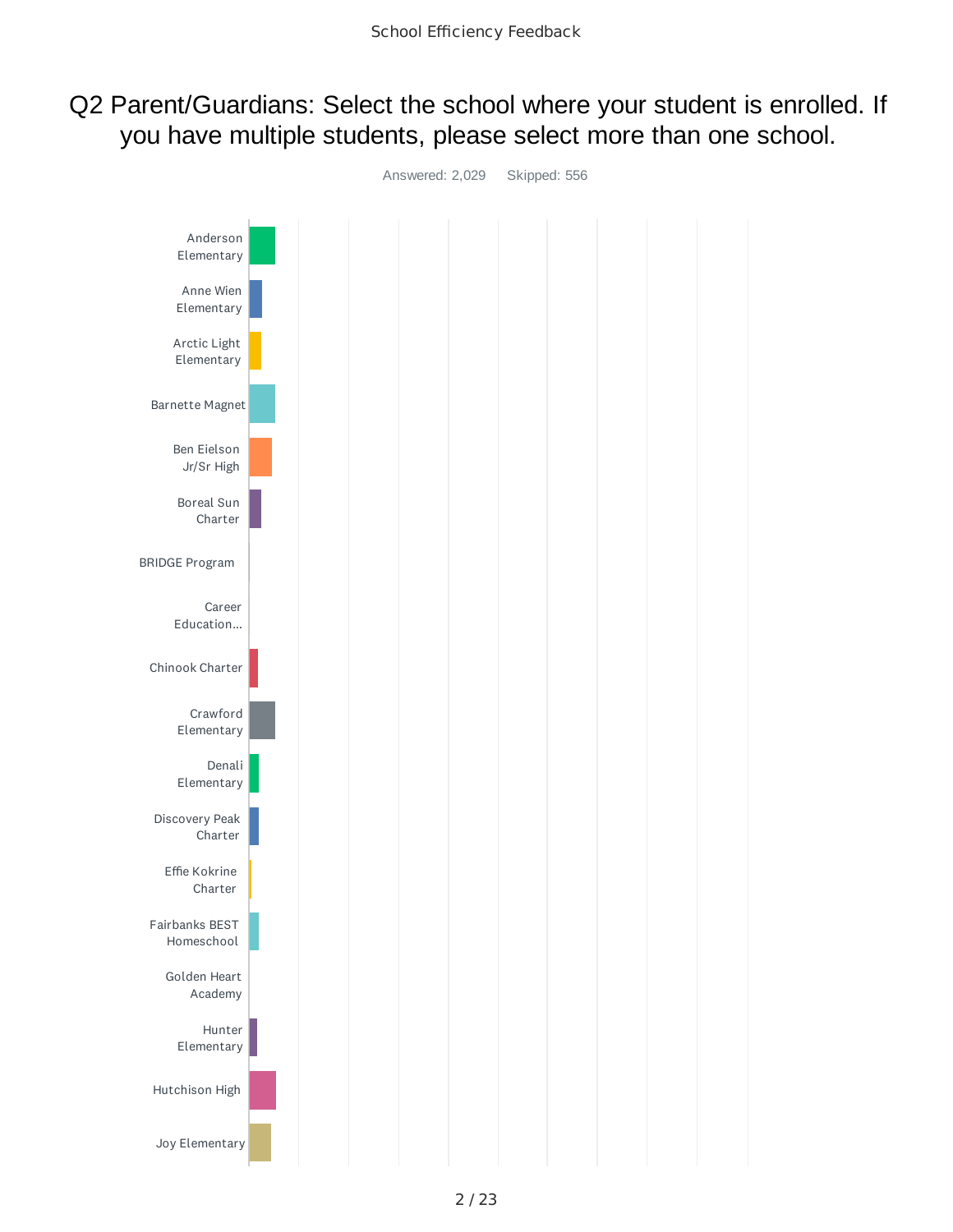# Q2 Parent/Guardians: Select the school where your student is enrolled. If you have multiple students, please select more than one school.

Answered: 2,029 Skipped: 556

Anderson Elementary

Anne Wien Elementary

Arctic Light Elementary

Barnette Magnet

Ben Eielson Jr/Sr High

Boreal Sun Charter

BRIDGE Program

Career Education...

Chinook Charter

Crawford Elementary

Denali Elementary

Discovery Peak Charter

Effie Kokrine Charter

Fairbanks BEST Homeschool

Golden Heart Academy

Hunter Elementary

Hutchison High

Joy Elementary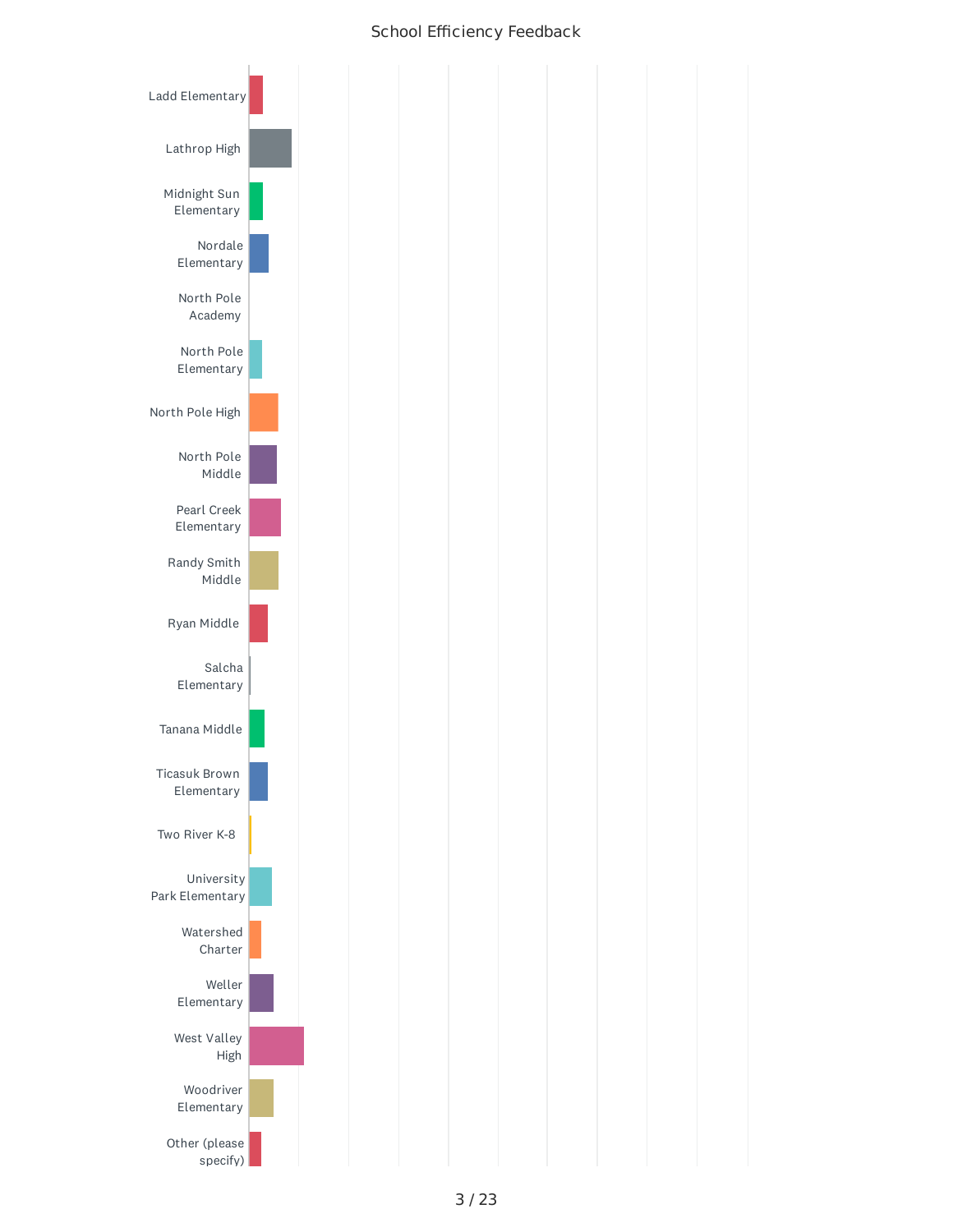## School Efficiency Feedback

- Ladd Elementary
- Lathrop High
- Midnight Sun Elementary
- Nordale Elementary
- North Pole Academy
- North Pole Elementary
- North Pole High
- North Pole Middle
- Pearl Creek Elementary
- Randy Smith Middle
- Ryan Middle
- Salcha Elementary
- Tanana Middle
- Ticasuk Brown Elementary
- Two River K-8
- University Park Elementary
- Watershed Charter
- Weller Elementary
- West Valley High
- Woodriver Elementary
- Other (please specify)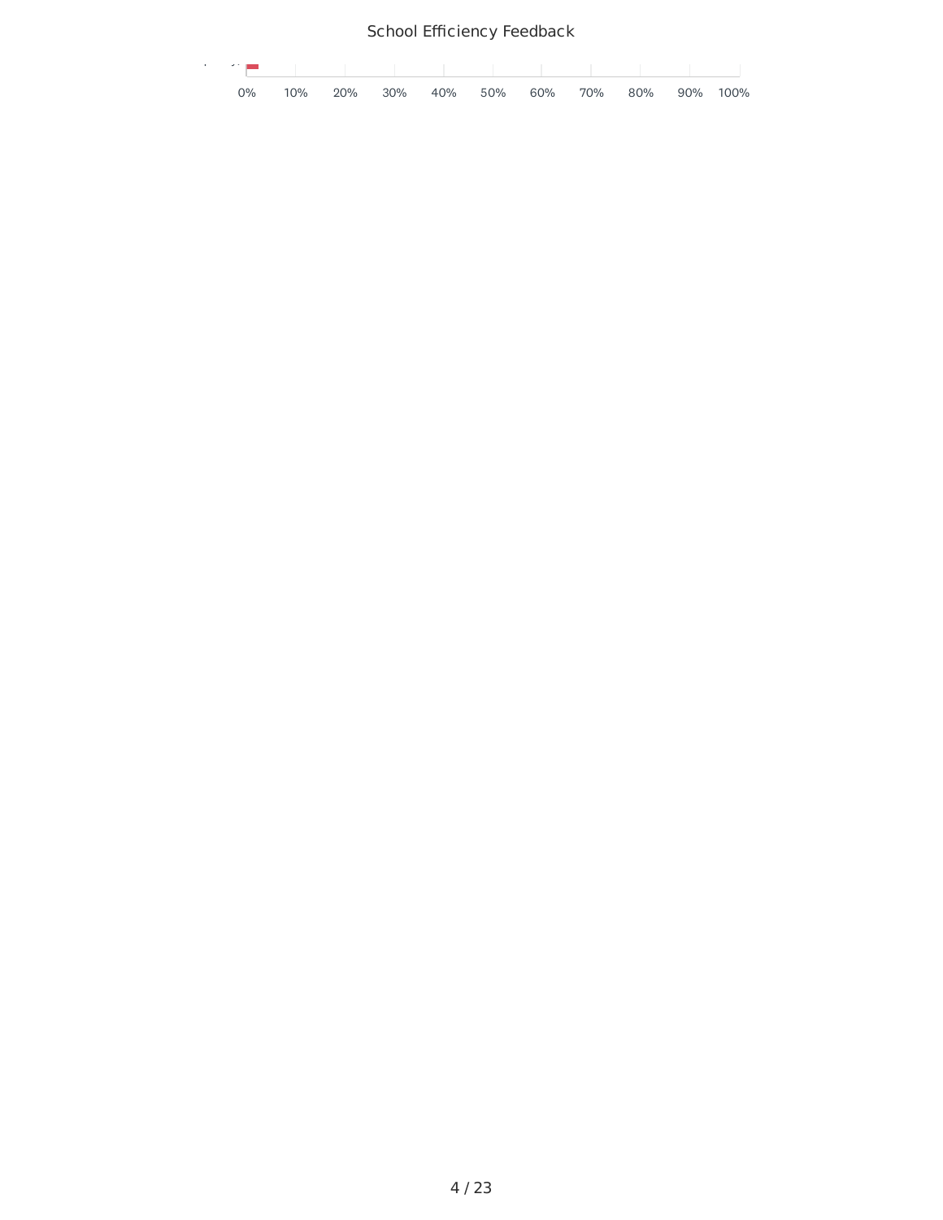0% 10% 20% 30% 40% 50% 60% 70% 80% 90% 100%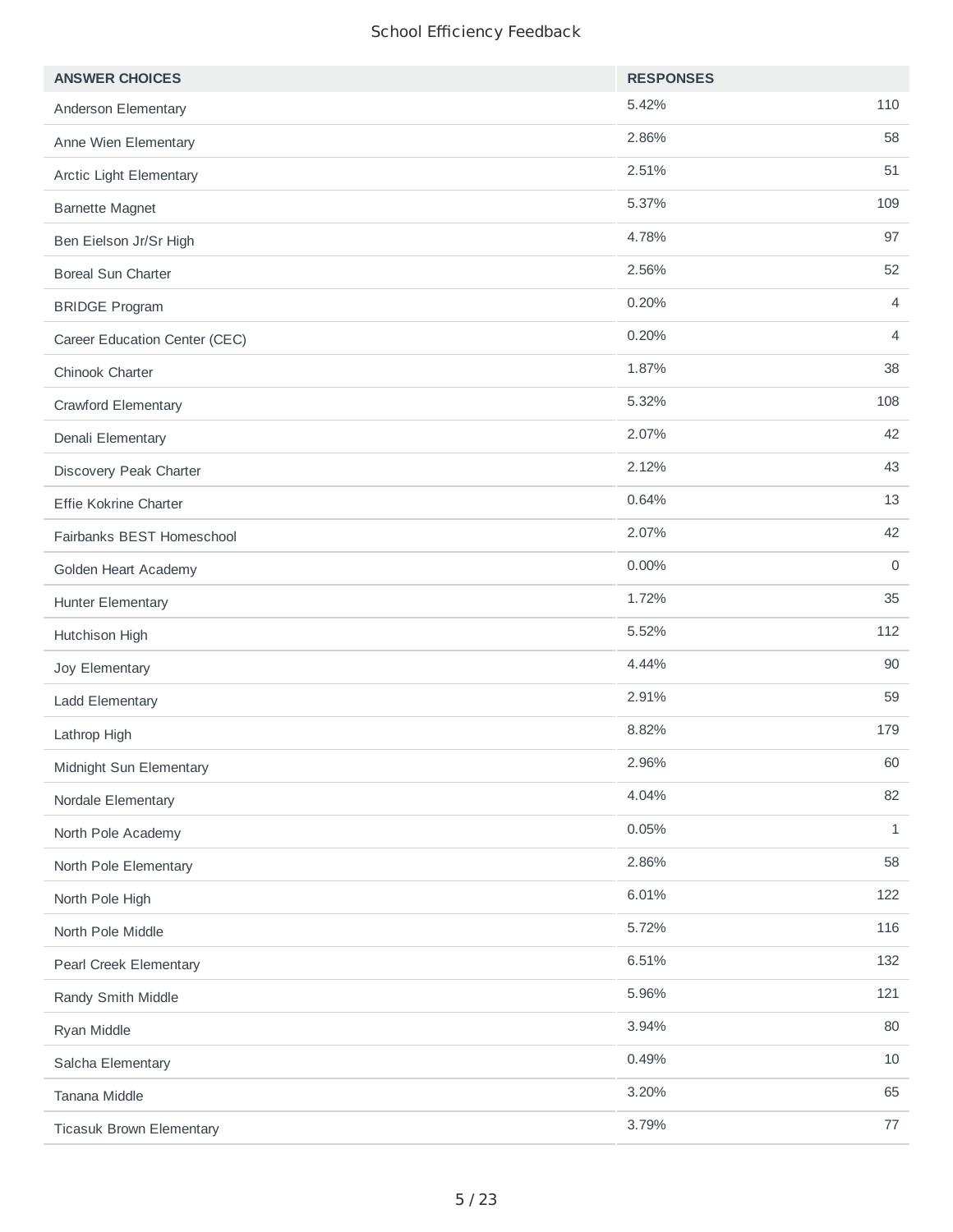School Efficiency Feedback

| ANSWER CHOICES | RESPONSES | |
|---|---|---|
| Anderson Elementary | 5.42% | 110 |
| Anne Wien Elementary | 2.86% | 58 |
| Arctic Light Elementary | 2.51% | 51 |
| Barnette Magnet | 5.37% | 109 |
| Ben Eielson Jr/Sr High | 4.78% | 97 |
| Boreal Sun Charter | 2.56% | 52 |
| BRIDGE Program | 0.20% | 4 |
| Career Education Center (CEC) | 0.20% | 4 |
| Chinook Charter | 1.87% | 38 |
| Crawford Elementary | 5.32% | 108 |
| Denali Elementary | 2.07% | 42 |
| Discovery Peak Charter | 2.12% | 43 |
| Effie Kokrine Charter | 0.64% | 13 |
| Fairbanks BEST Homeschool | 2.07% | 42 |
| Golden Heart Academy | 0.00% | 0 |
| Hunter Elementary | 1.72% | 35 |
| Hutchison High | 5.52% | 112 |
| Joy Elementary | 4.44% | 90 |
| Ladd Elementary | 2.91% | 59 |
| Lathrop High | 8.82% | 179 |
| Midnight Sun Elementary | 2.96% | 60 |
| Nordale Elementary | 4.04% | 82 |
| North Pole Academy | 0.05% | 1 |
| North Pole Elementary | 2.86% | 58 |
| North Pole High | 6.01% | 122 |
| North Pole Middle | 5.72% | 116 |
| Pearl Creek Elementary | 6.51% | 132 |
| Randy Smith Middle | 5.96% | 121 |
| Ryan Middle | 3.94% | 80 |
| Salcha Elementary | 0.49% | 10 |
| Tanana Middle | 3.20% | 65 |
| Ticasuk Brown Elementary | 3.79% | 77 |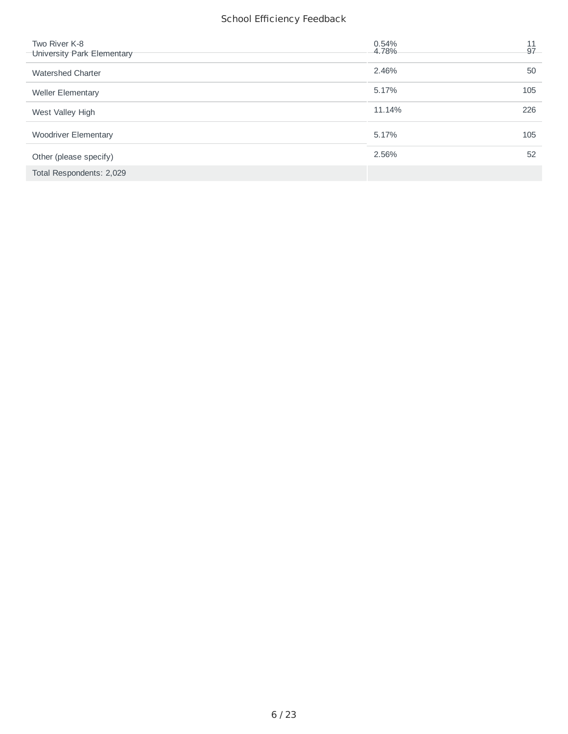| | | |
|---|---|---|
| Two River K-8 | 0.54% | 11 |
| University Park Elementary | 4.78% | 97 |
| Watershed Charter | 2.46% | 50 |
| Weller Elementary | 5.17% | 105 |
| West Valley High | 11.14% | 226 |
| Woodriver Elementary | 5.17% | 105 |
| Other (please specify) | 2.56% | 52 |
| Total Respondents: 2,029 | | |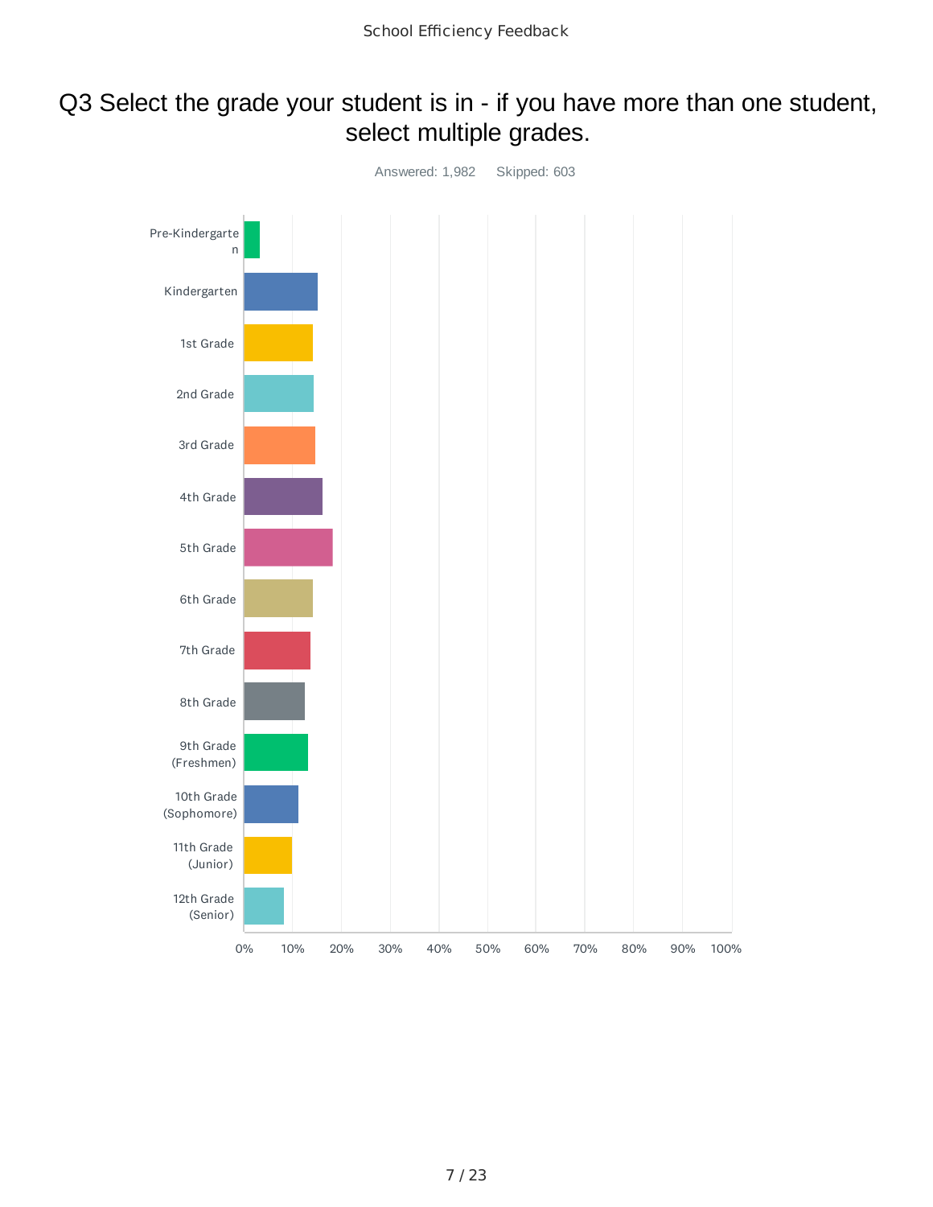## Q3 Select the grade your student is in - if you have more than one student, select multiple grades.

Answered: 1,982 Skipped: 603

Pre-Kindergarten

Kindergarten

1st Grade

2nd Grade

3rd Grade

4th Grade

5th Grade

6th Grade

7th Grade

8th Grade

9th Grade (Freshmen)

10th Grade (Sophomore)

11th Grade (Junior)

12th Grade (Senior)

0% 10% 20% 30% 40% 50% 60% 70% 80% 90% 100%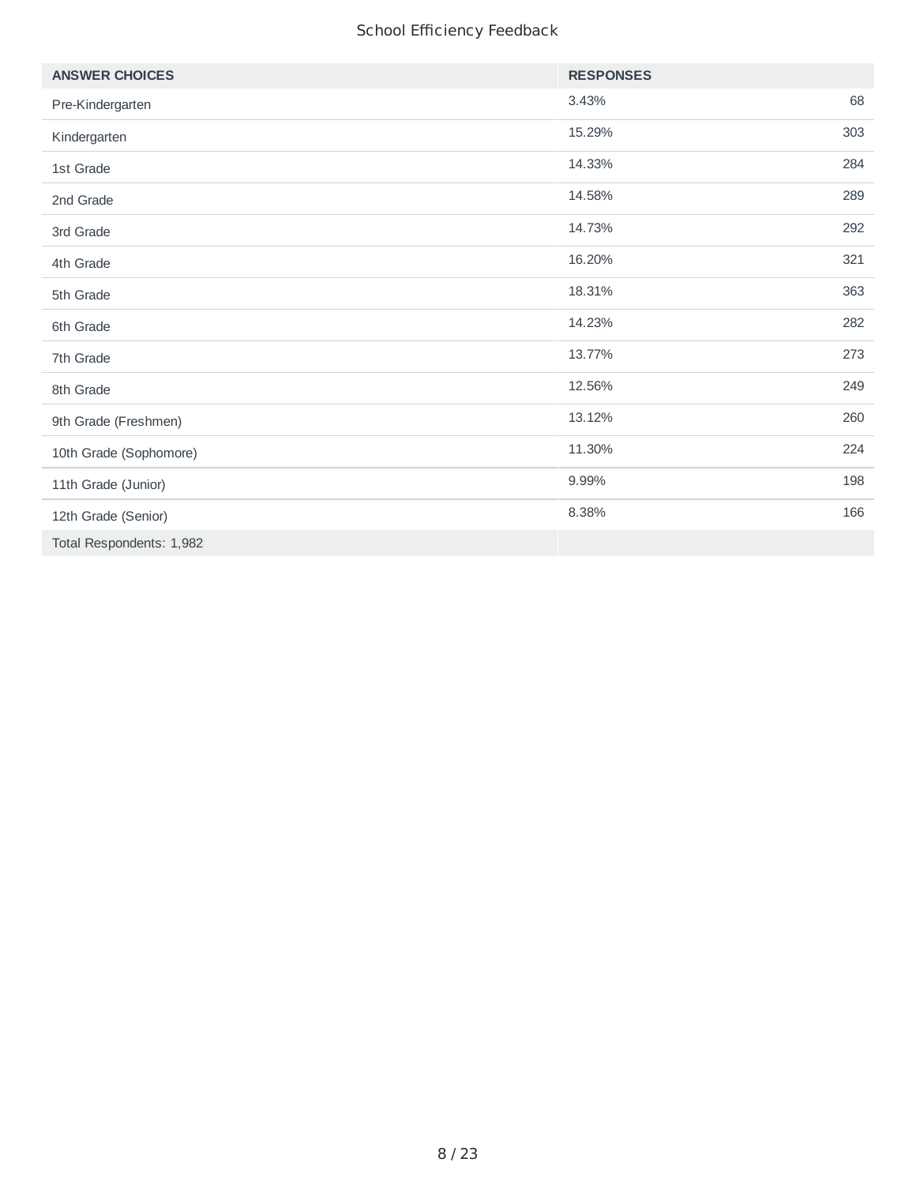School Efficiency Feedback

| ANSWER CHOICES | RESPONSES | |
|---|---|---|
| Pre-Kindergarten | 3.43% | 68 |
| Kindergarten | 15.29% | 303 |
| 1st Grade | 14.33% | 284 |
| 2nd Grade | 14.58% | 289 |
| 3rd Grade | 14.73% | 292 |
| 4th Grade | 16.20% | 321 |
| 5th Grade | 18.31% | 363 |
| 6th Grade | 14.23% | 282 |
| 7th Grade | 13.77% | 273 |
| 8th Grade | 12.56% | 249 |
| 9th Grade (Freshmen) | 13.12% | 260 |
| 10th Grade (Sophomore) | 11.30% | 224 |
| 11th Grade (Junior) | 9.99% | 198 |
| 12th Grade (Senior) | 8.38% | 166 |
| Total Respondents: 1,982 | | |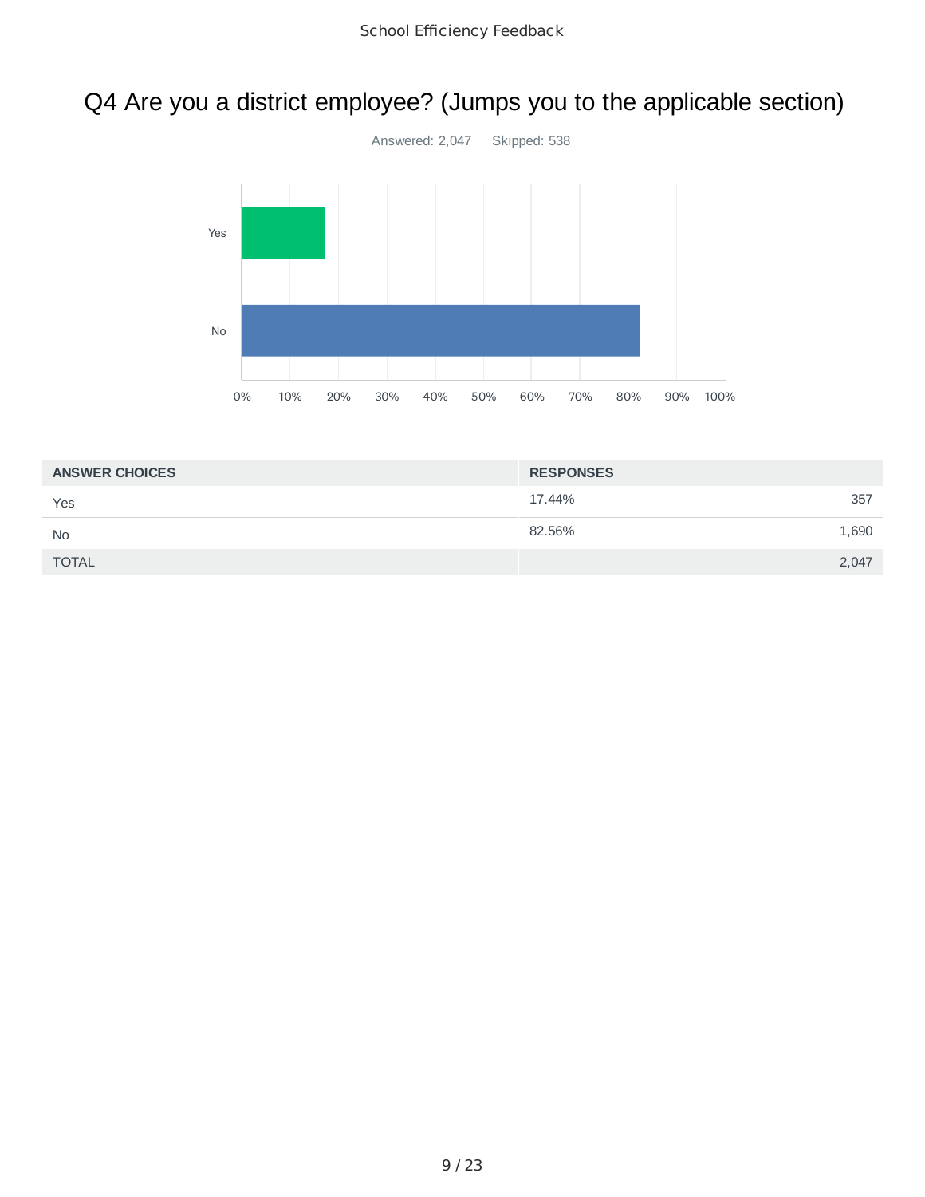## Q4 Are you a district employee? (Jumps you to the applicable section)

Answered: 2,047    Skipped: 538

| ANSWER CHOICES | RESPONSES | |
|---|---|---|
| Yes | 17.44% | 357 |
| No | 82.56% | 1,690 |
| TOTAL | | 2,047 |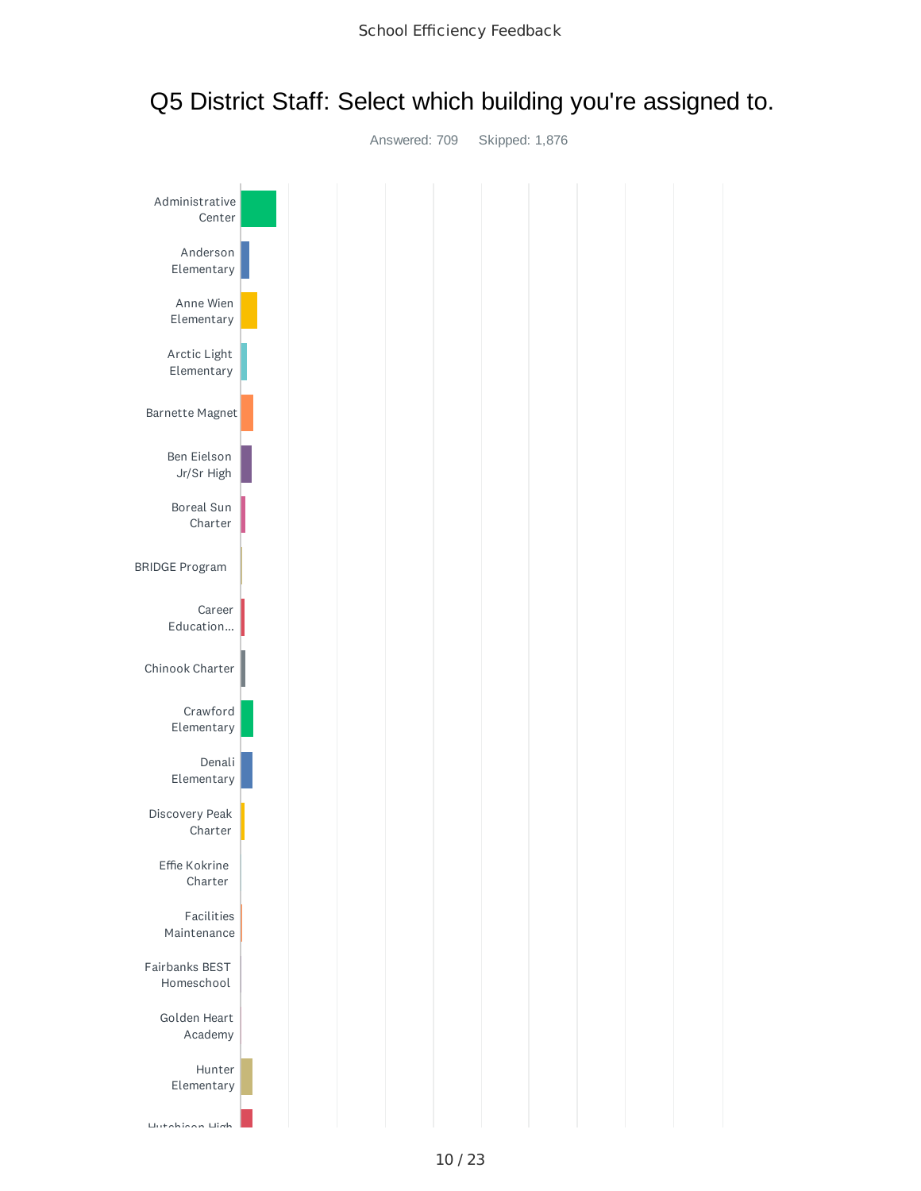# Q5 District Staff: Select which building you're assigned to.

Answered: 709 Skipped: 1,876

Administrative Center

Anderson Elementary

Anne Wien Elementary

Arctic Light Elementary

Barnette Magnet

Ben Eielson Jr/Sr High

Boreal Sun Charter

BRIDGE Program

Career Education...

Chinook Charter

Crawford Elementary

Denali Elementary

Discovery Peak Charter

Effie Kokrine Charter

Facilities Maintenance

Fairbanks BEST Homeschool

Golden Heart Academy

Hunter Elementary

Hutchison High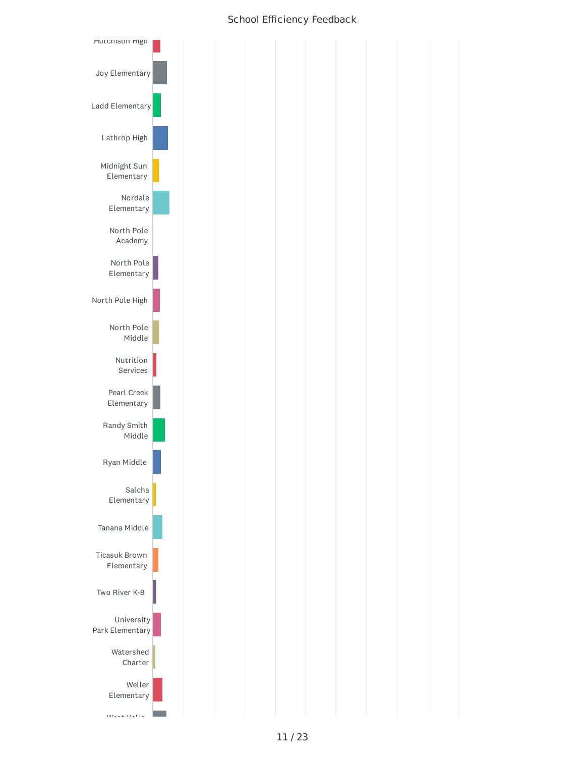## School Efficiency Feedback

Hutchison High

Joy Elementary

Ladd Elementary

Lathrop High

Midnight Sun Elementary

Nordale Elementary

North Pole Academy

North Pole Elementary

North Pole High

North Pole Middle

Nutrition Services

Pearl Creek Elementary

Randy Smith Middle

Ryan Middle

Salcha Elementary

Tanana Middle

Ticasuk Brown Elementary

Two River K-8

University Park Elementary

Watershed Charter

Weller Elementary

West Valle...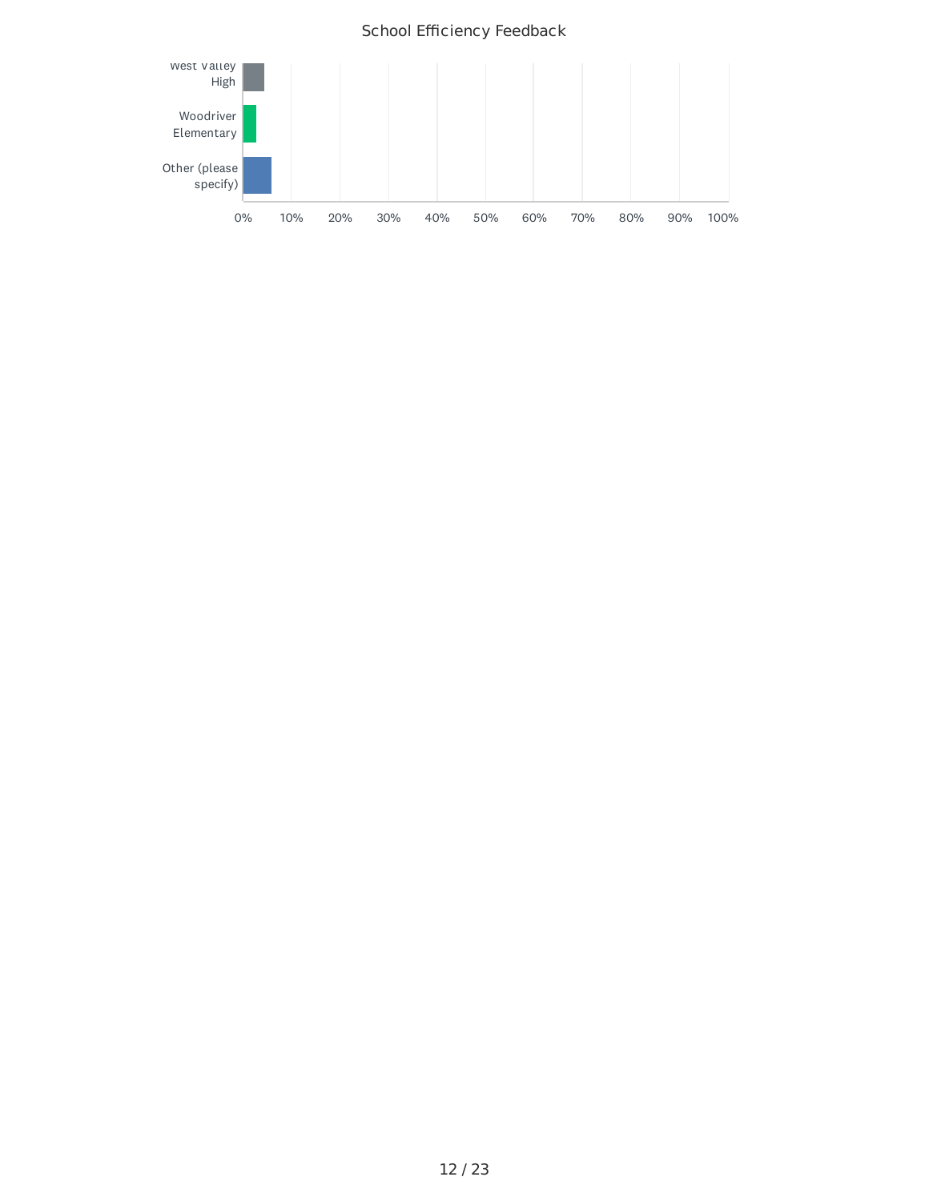School Efficiency Feedback

| Response | Approx. % |
| --- | --- |
| West Valley High | ~4% |
| Woodriver Elementary | ~3% |
| Other (please specify) | ~6% |

0% 10% 20% 30% 40% 50% 60% 70% 80% 90% 100%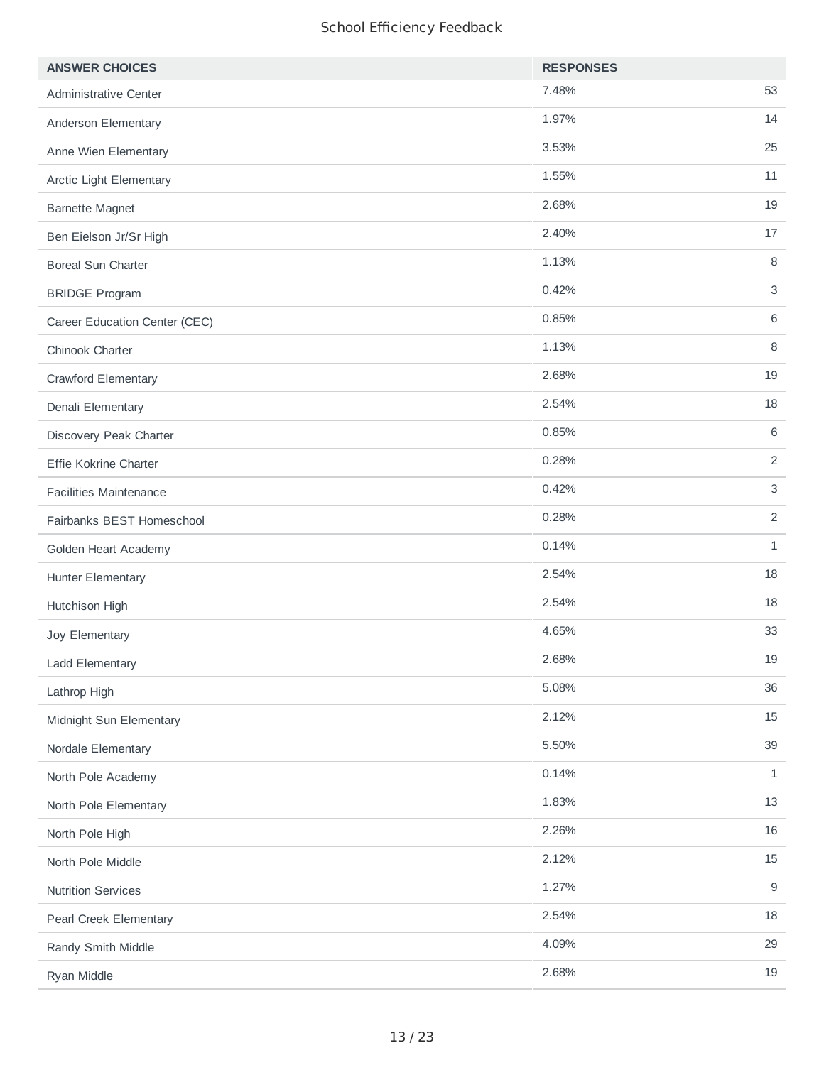School Efficiency Feedback

| ANSWER CHOICES | RESPONSES | |
|---|---|---|
| Administrative Center | 7.48% | 53 |
| Anderson Elementary | 1.97% | 14 |
| Anne Wien Elementary | 3.53% | 25 |
| Arctic Light Elementary | 1.55% | 11 |
| Barnette Magnet | 2.68% | 19 |
| Ben Eielson Jr/Sr High | 2.40% | 17 |
| Boreal Sun Charter | 1.13% | 8 |
| BRIDGE Program | 0.42% | 3 |
| Career Education Center (CEC) | 0.85% | 6 |
| Chinook Charter | 1.13% | 8 |
| Crawford Elementary | 2.68% | 19 |
| Denali Elementary | 2.54% | 18 |
| Discovery Peak Charter | 0.85% | 6 |
| Effie Kokrine Charter | 0.28% | 2 |
| Facilities Maintenance | 0.42% | 3 |
| Fairbanks BEST Homeschool | 0.28% | 2 |
| Golden Heart Academy | 0.14% | 1 |
| Hunter Elementary | 2.54% | 18 |
| Hutchison High | 2.54% | 18 |
| Joy Elementary | 4.65% | 33 |
| Ladd Elementary | 2.68% | 19 |
| Lathrop High | 5.08% | 36 |
| Midnight Sun Elementary | 2.12% | 15 |
| Nordale Elementary | 5.50% | 39 |
| North Pole Academy | 0.14% | 1 |
| North Pole Elementary | 1.83% | 13 |
| North Pole High | 2.26% | 16 |
| North Pole Middle | 2.12% | 15 |
| Nutrition Services | 1.27% | 9 |
| Pearl Creek Elementary | 2.54% | 18 |
| Randy Smith Middle | 4.09% | 29 |
| Ryan Middle | 2.68% | 19 |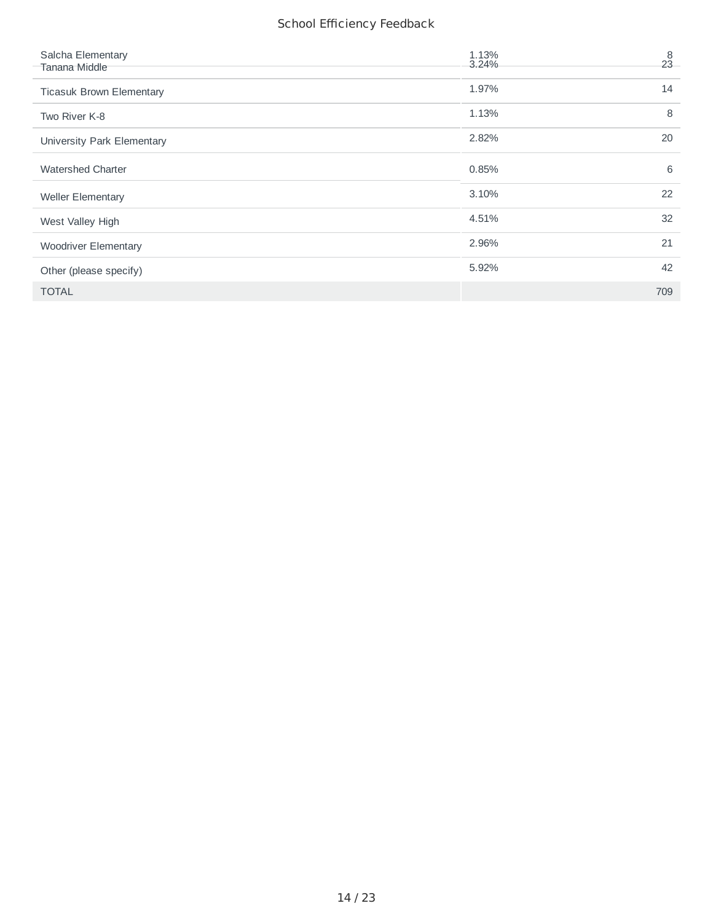| | | |
|---|---|---|
| Salcha Elementary | 1.13% | 8 |
| Tanana Middle | 3.24% | 23 |
| Ticasuk Brown Elementary | 1.97% | 14 |
| Two River K-8 | 1.13% | 8 |
| University Park Elementary | 2.82% | 20 |
| Watershed Charter | 0.85% | 6 |
| Weller Elementary | 3.10% | 22 |
| West Valley High | 4.51% | 32 |
| Woodriver Elementary | 2.96% | 21 |
| Other (please specify) | 5.92% | 42 |
| TOTAL | | 709 |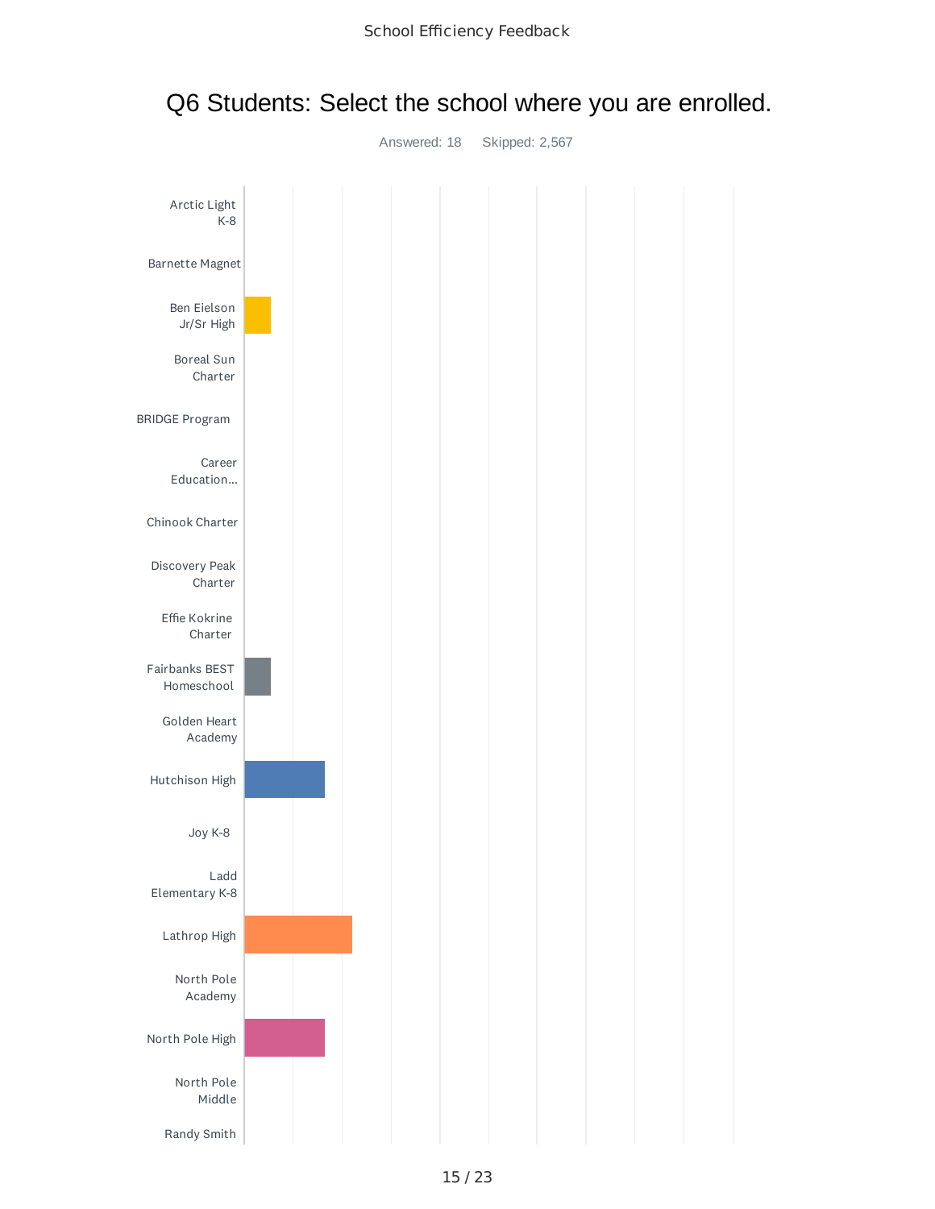School Efficiency Feedback

## Q6 Students: Select the school where you are enrolled.

Answered: 18 Skipped: 2,567

Arctic Light K-8

Barnette Magnet

Ben Eielson Jr/Sr High

Boreal Sun Charter

BRIDGE Program

Career Education...

Chinook Charter

Discovery Peak Charter

Effie Kokrine Charter

Fairbanks BEST Homeschool

Golden Heart Academy

Hutchison High

Joy K-8

Ladd Elementary K-8

Lathrop High

North Pole Academy

North Pole High

North Pole Middle

Randy Smith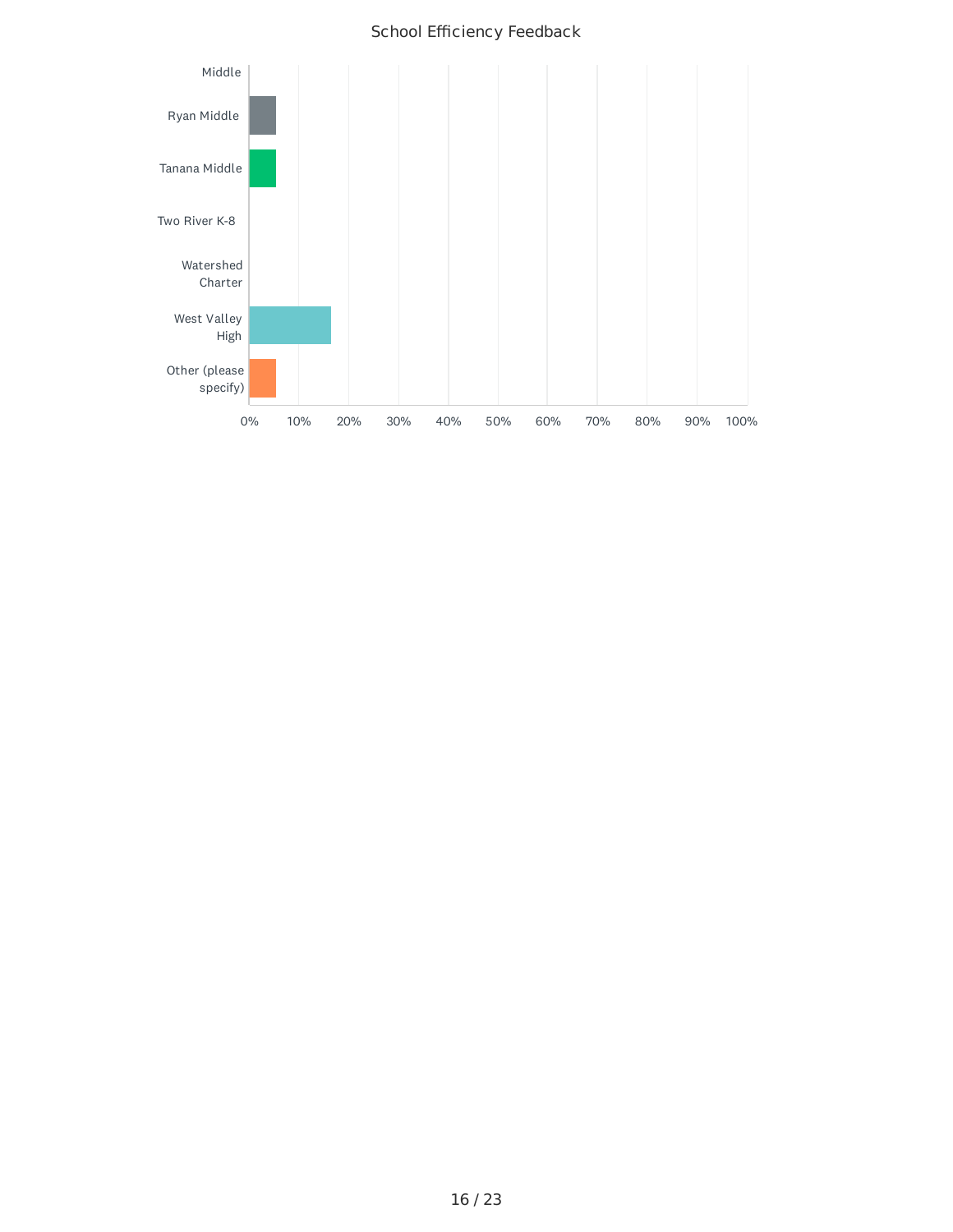## School Efficiency Feedback

| School | Approximate response (%) |
|---|---|
| Middle | 0% |
| Ryan Middle | ~5% |
| Tanana Middle | ~5% |
| Two River K-8 | 0% |
| Watershed Charter | 0% |
| West Valley High | ~16% |
| Other (please specify) | ~5% |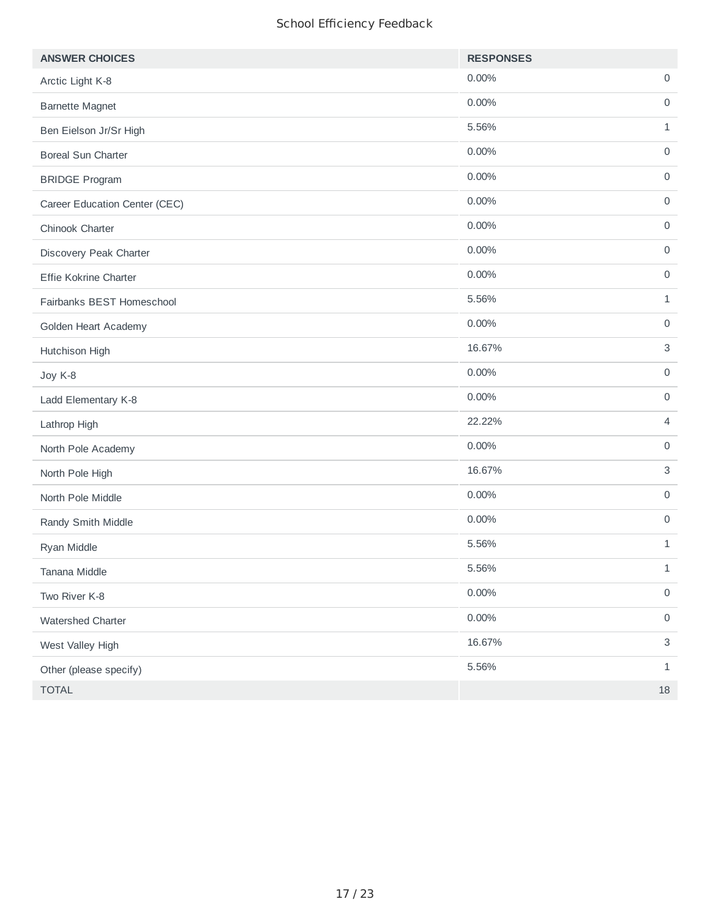School Efficiency Feedback

| ANSWER CHOICES | RESPONSES | |
|---|---|---|
| Arctic Light K-8 | 0.00% | 0 |
| Barnette Magnet | 0.00% | 0 |
| Ben Eielson Jr/Sr High | 5.56% | 1 |
| Boreal Sun Charter | 0.00% | 0 |
| BRIDGE Program | 0.00% | 0 |
| Career Education Center (CEC) | 0.00% | 0 |
| Chinook Charter | 0.00% | 0 |
| Discovery Peak Charter | 0.00% | 0 |
| Effie Kokrine Charter | 0.00% | 0 |
| Fairbanks BEST Homeschool | 5.56% | 1 |
| Golden Heart Academy | 0.00% | 0 |
| Hutchison High | 16.67% | 3 |
| Joy K-8 | 0.00% | 0 |
| Ladd Elementary K-8 | 0.00% | 0 |
| Lathrop High | 22.22% | 4 |
| North Pole Academy | 0.00% | 0 |
| North Pole High | 16.67% | 3 |
| North Pole Middle | 0.00% | 0 |
| Randy Smith Middle | 0.00% | 0 |
| Ryan Middle | 5.56% | 1 |
| Tanana Middle | 5.56% | 1 |
| Two River K-8 | 0.00% | 0 |
| Watershed Charter | 0.00% | 0 |
| West Valley High | 16.67% | 3 |
| Other (please specify) | 5.56% | 1 |
| TOTAL | | 18 |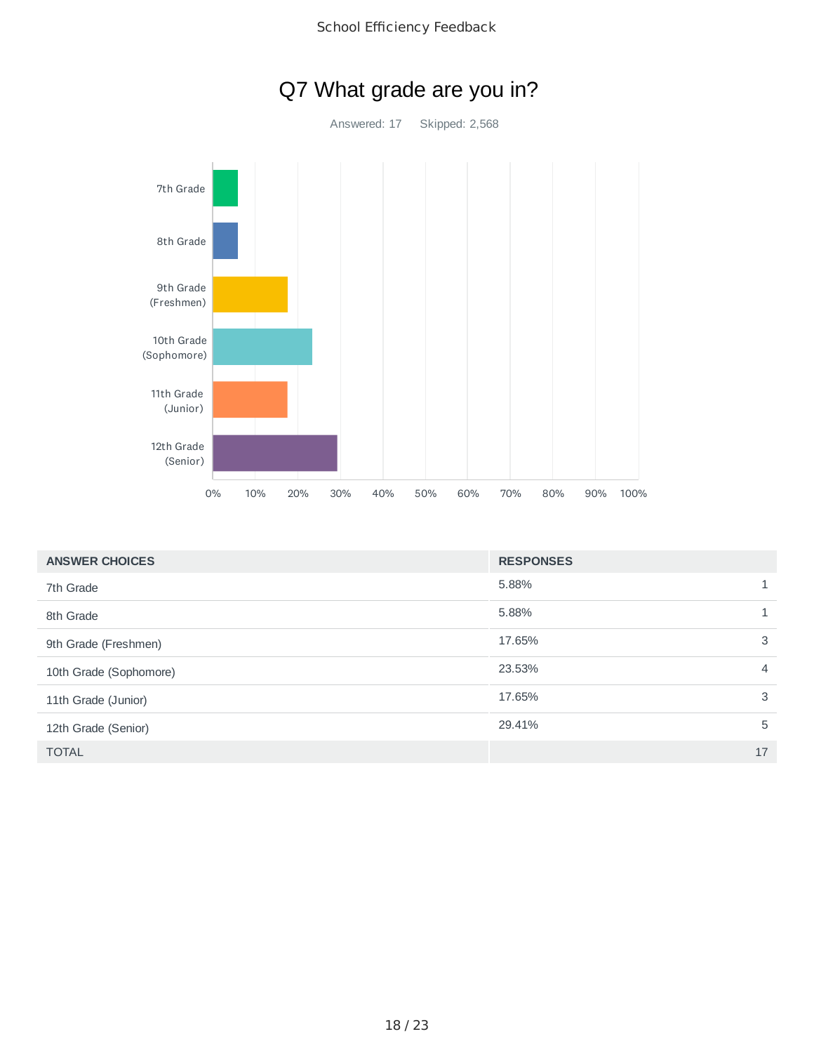# Q7 What grade are you in?

Answered: 17    Skipped: 2,568

| ANSWER CHOICES | RESPONSES | |
|---|---|---|
| 7th Grade | 5.88% | 1 |
| 8th Grade | 5.88% | 1 |
| 9th Grade (Freshmen) | 17.65% | 3 |
| 10th Grade (Sophomore) | 23.53% | 4 |
| 11th Grade (Junior) | 17.65% | 3 |
| 12th Grade (Senior) | 29.41% | 5 |
| TOTAL | | 17 |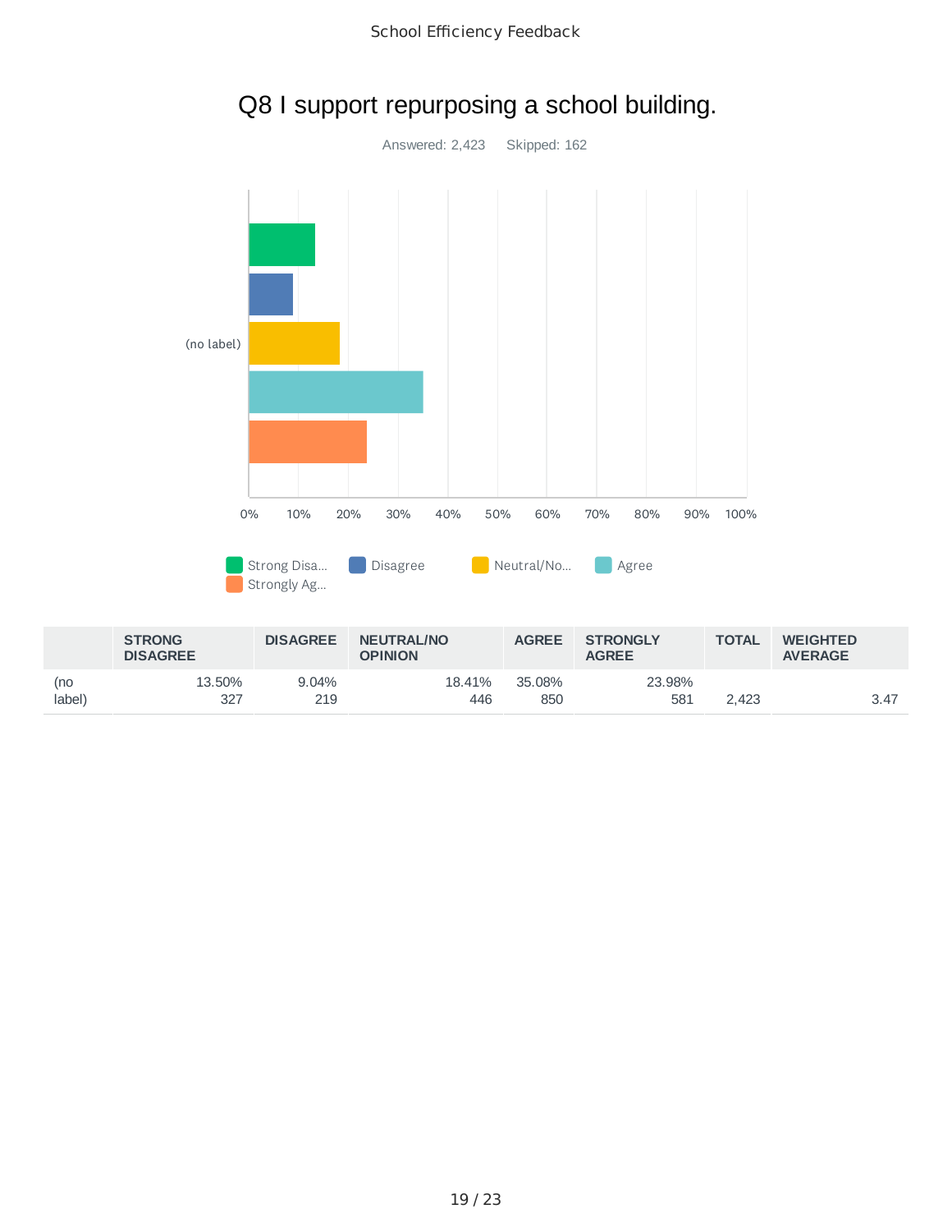# Q8 I support repurposing a school building.

Answered: 2,423    Skipped: 162

(no label)

0% 10% 20% 30% 40% 50% 60% 70% 80% 90% 100%

Strong Disa... Disagree Neutral/No... Agree Strongly Ag...

| | STRONG DISAGREE | DISAGREE | NEUTRAL/NO OPINION | AGREE | STRONGLY AGREE | TOTAL | WEIGHTED AVERAGE |
|---|---|---|---|---|---|---|---|
| (no label) | 13.50% 327 | 9.04% 219 | 18.41% 446 | 35.08% 850 | 23.98% 581 | 2,423 | 3.47 |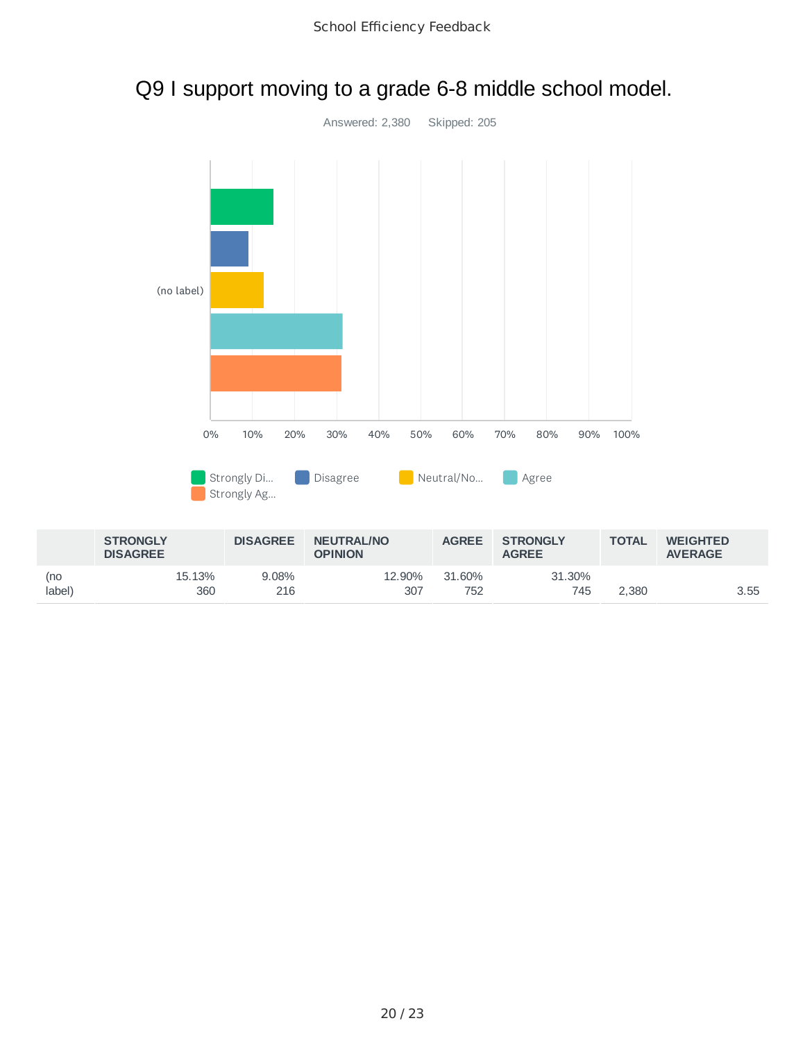# Q9 I support moving to a grade 6-8 middle school model.

Answered: 2,380    Skipped: 205

|  | STRONGLY DISAGREE | DISAGREE | NEUTRAL/NO OPINION | AGREE | STRONGLY AGREE | TOTAL | WEIGHTED AVERAGE |
|---|---|---|---|---|---|---|---|
| (no label) | 15.13% 360 | 9.08% 216 | 12.90% 307 | 31.60% 752 | 31.30% 745 | 2,380 | 3.55 |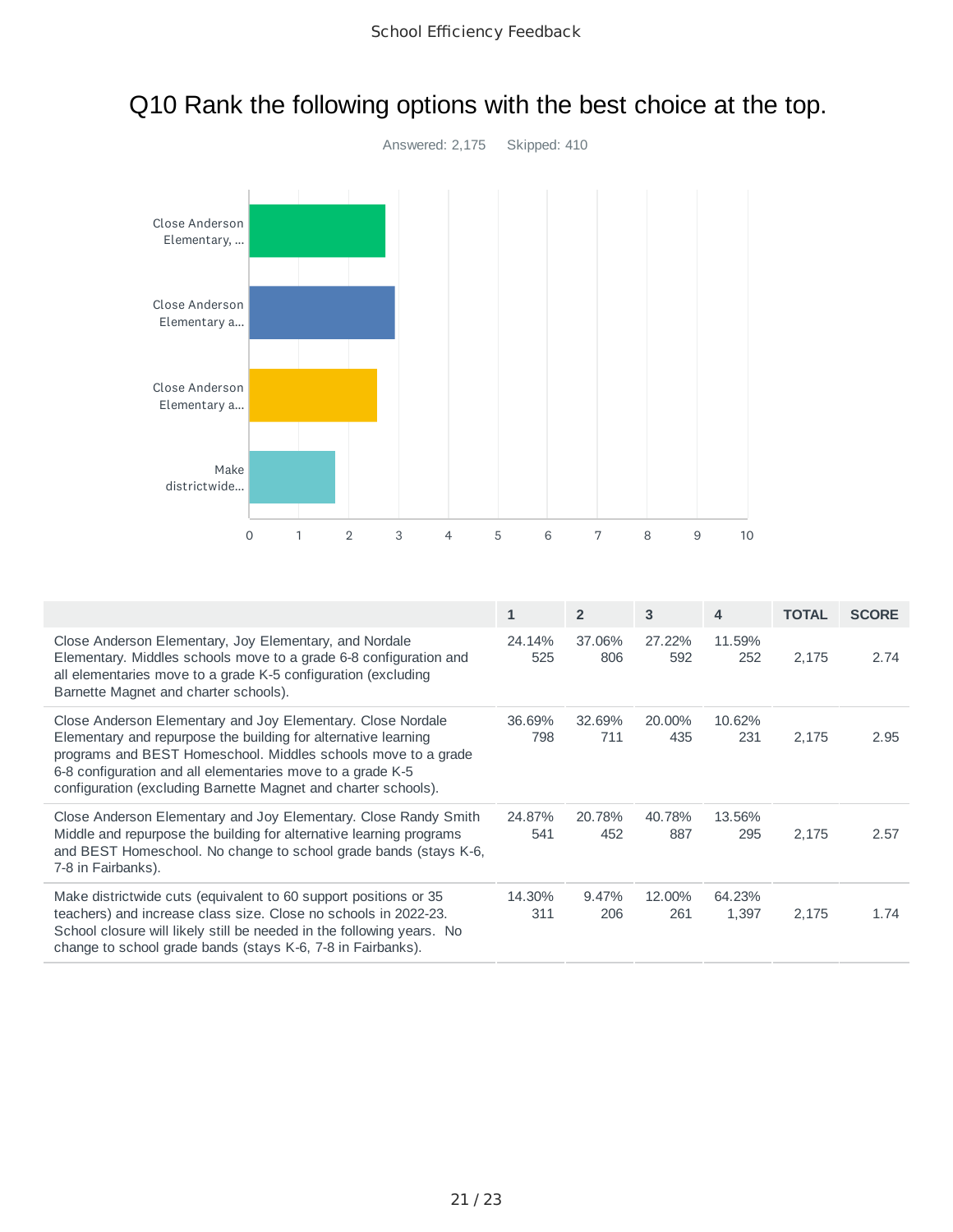## Q10 Rank the following options with the best choice at the top.

Answered: 2,175 Skipped: 410

| | 1 | 2 | 3 | 4 | TOTAL | SCORE |
|---|---|---|---|---|---|---|
| Close Anderson Elementary, Joy Elementary, and Nordale Elementary. Middles schools move to a grade 6-8 configuration and all elementaries move to a grade K-5 configuration (excluding Barnette Magnet and charter schools). | 24.14% 525 | 37.06% 806 | 27.22% 592 | 11.59% 252 | 2,175 | 2.74 |
| Close Anderson Elementary and Joy Elementary. Close Nordale Elementary and repurpose the building for alternative learning programs and BEST Homeschool. Middles schools move to a grade 6-8 configuration and all elementaries move to a grade K-5 configuration (excluding Barnette Magnet and charter schools). | 36.69% 798 | 32.69% 711 | 20.00% 435 | 10.62% 231 | 2,175 | 2.95 |
| Close Anderson Elementary and Joy Elementary. Close Randy Smith Middle and repurpose the building for alternative learning programs and BEST Homeschool. No change to school grade bands (stays K-6, 7-8 in Fairbanks). | 24.87% 541 | 20.78% 452 | 40.78% 887 | 13.56% 295 | 2,175 | 2.57 |
| Make districtwide cuts (equivalent to 60 support positions or 35 teachers) and increase class size. Close no schools in 2022-23. School closure will likely still be needed in the following years. No change to school grade bands (stays K-6, 7-8 in Fairbanks). | 14.30% 311 | 9.47% 206 | 12.00% 261 | 64.23% 1,397 | 2,175 | 1.74 |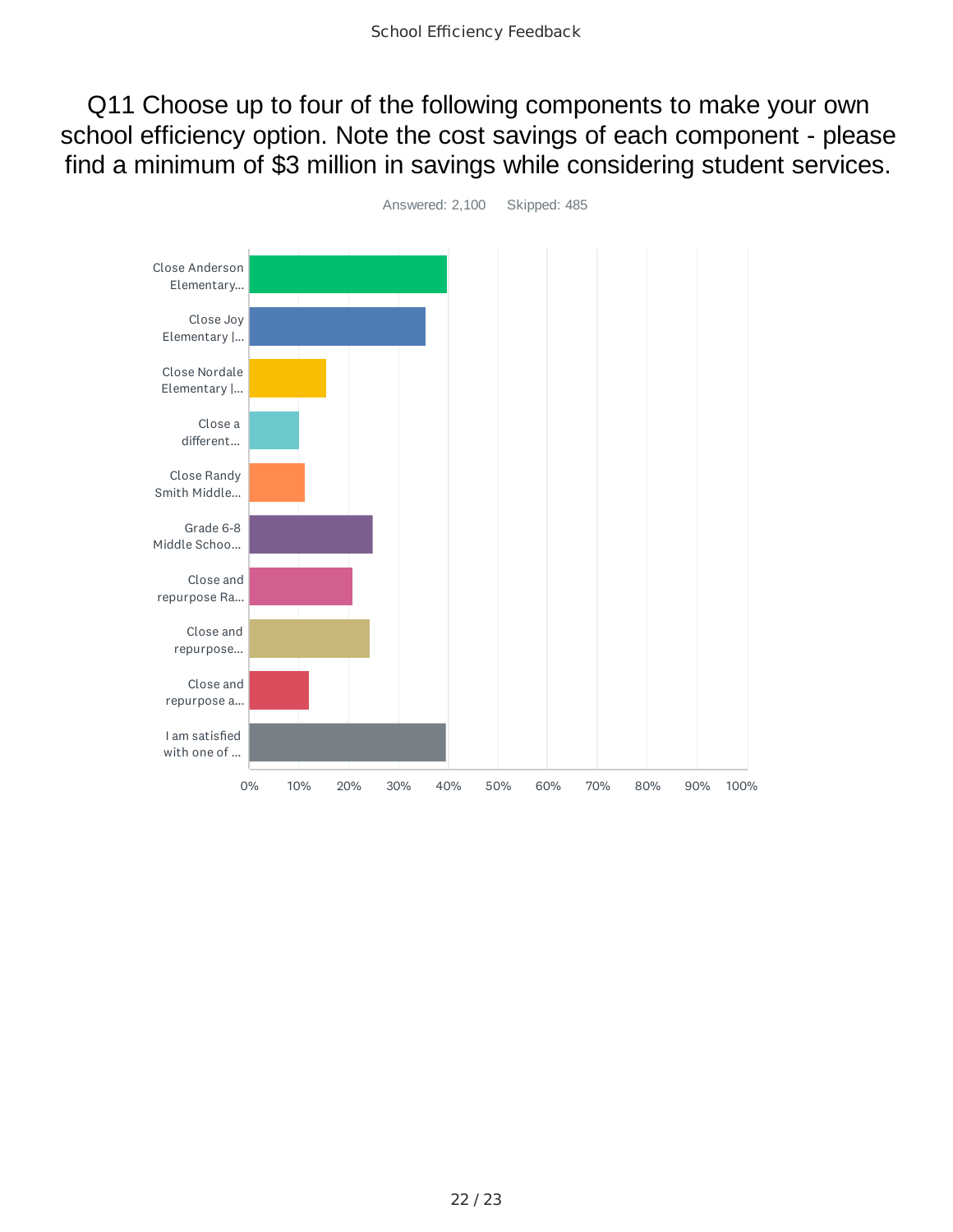# Q11 Choose up to four of the following components to make your own school efficiency option. Note the cost savings of each component - please find a minimum of $3 million in savings while considering student services.

Answered: 2,100    Skipped: 485

| Answer Choice |
| --- |
| Close Anderson Elementary... |
| Close Joy Elementary |... |
| Close Nordale Elementary |... |
| Close a different... |
| Close Randy Smith Middle... |
| Grade 6-8 Middle Schoo... |
| Close and repurpose Ra... |
| Close and repurpose... |
| Close and repurpose a... |
| I am satisfied with one of ... |

0% 10% 20% 30% 40% 50% 60% 70% 80% 90% 100%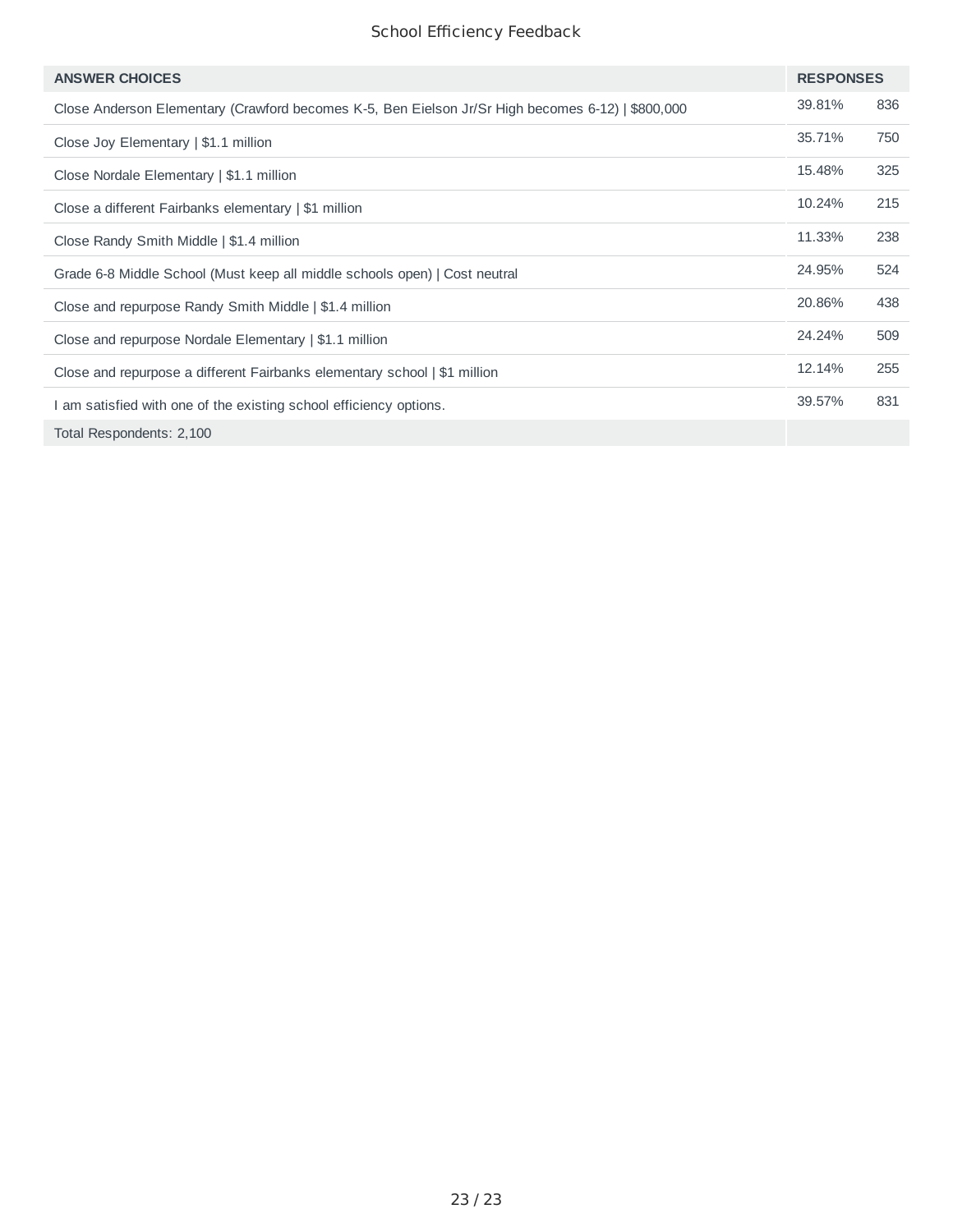# School Efficiency Feedback

| ANSWER CHOICES | RESPONSES | |
|---|---|---|
| Close Anderson Elementary (Crawford becomes K-5, Ben Eielson Jr/Sr High becomes 6-12) \| $800,000 | 39.81% | 836 |
| Close Joy Elementary \| $1.1 million | 35.71% | 750 |
| Close Nordale Elementary \| $1.1 million | 15.48% | 325 |
| Close a different Fairbanks elementary \| $1 million | 10.24% | 215 |
| Close Randy Smith Middle \| $1.4 million | 11.33% | 238 |
| Grade 6-8 Middle School (Must keep all middle schools open) \| Cost neutral | 24.95% | 524 |
| Close and repurpose Randy Smith Middle \| $1.4 million | 20.86% | 438 |
| Close and repurpose Nordale Elementary \| $1.1 million | 24.24% | 509 |
| Close and repurpose a different Fairbanks elementary school \| $1 million | 12.14% | 255 |
| I am satisfied with one of the existing school efficiency options. | 39.57% | 831 |
| Total Respondents: 2,100 | | |